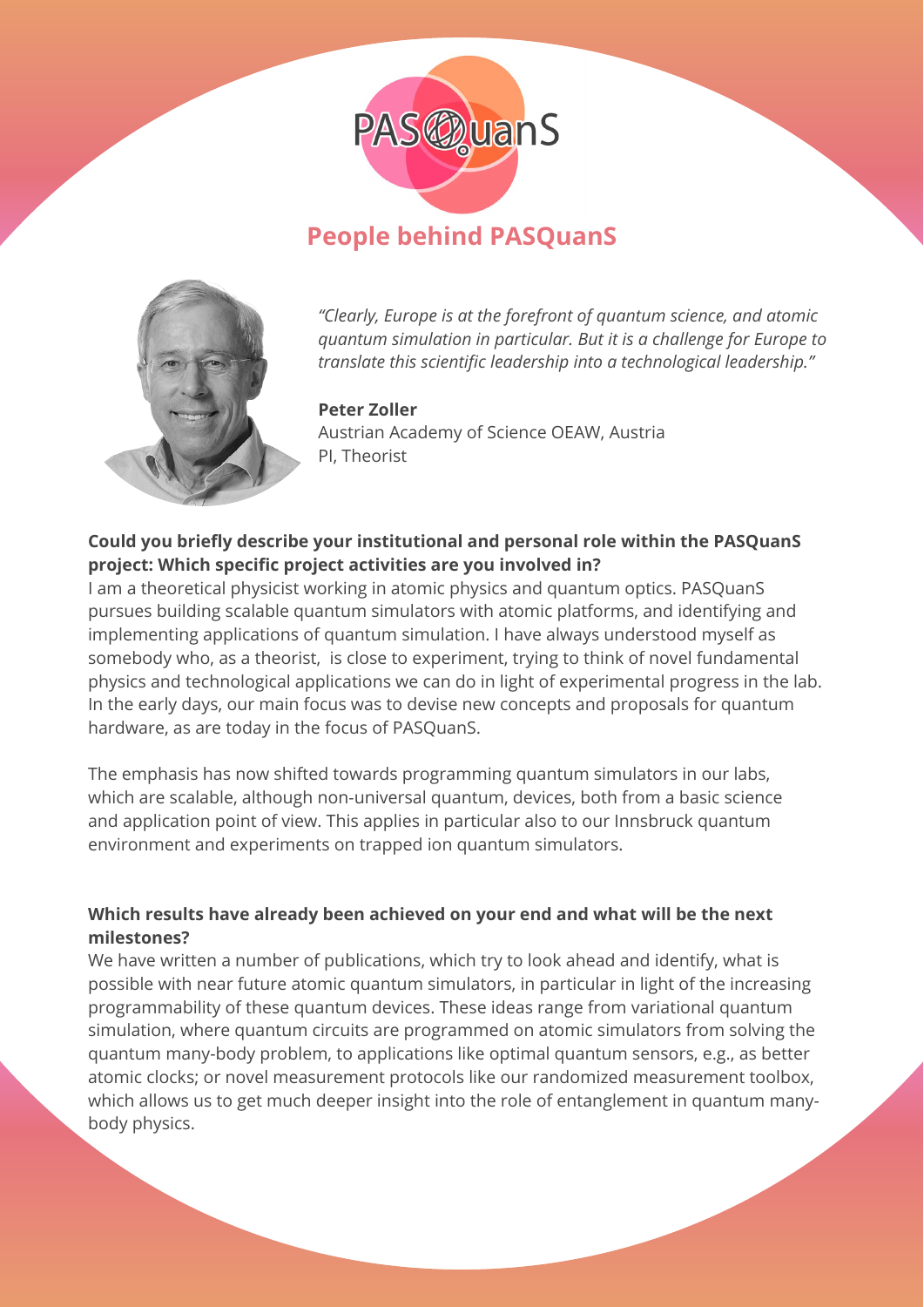PASQuanS

## People behind PASQuanS

*"Clearly, Europe is at the forefront of quantum science, and atomic quantum simulation in particular. But it is a challenge for Europe to translate this scientific leadership into a technological leadership."*

**Peter Zoller**
Austrian Academy of Science OEAW, Austria
PI, Theorist

**Could you briefly describe your institutional and personal role within the PASQuanS project: Which specific project activities are you involved in?**

I am a theoretical physicist working in atomic physics and quantum optics. PASQuanS pursues building scalable quantum simulators with atomic platforms, and identifying and implementing applications of quantum simulation. I have always understood myself as somebody who, as a theorist, is close to experiment, trying to think of novel fundamental physics and technological applications we can do in light of experimental progress in the lab. In the early days, our main focus was to devise new concepts and proposals for quantum hardware, as are today in the focus of PASQuanS.

The emphasis has now shifted towards programming quantum simulators in our labs, which are scalable, although non-universal quantum, devices, both from a basic science and application point of view. This applies in particular also to our Innsbruck quantum environment and experiments on trapped ion quantum simulators.

**Which results have already been achieved on your end and what will be the next milestones?**

We have written a number of publications, which try to look ahead and identify, what is possible with near future atomic quantum simulators, in particular in light of the increasing programmability of these quantum devices. These ideas range from variational quantum simulation, where quantum circuits are programmed on atomic simulators from solving the quantum many-body problem, to applications like optimal quantum sensors, e.g., as better atomic clocks; or novel measurement protocols like our randomized measurement toolbox, which allows us to get much deeper insight into the role of entanglement in quantum many-body physics.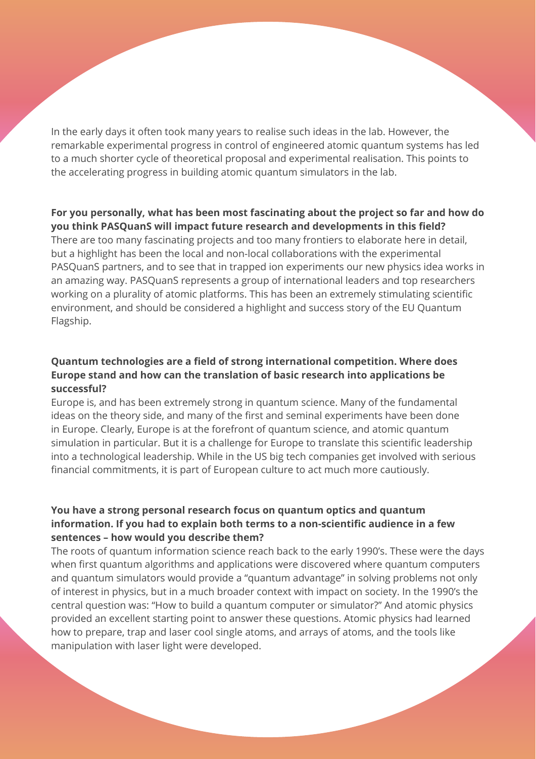In the early days it often took many years to realise such ideas in the lab. However, the remarkable experimental progress in control of engineered atomic quantum systems has led to a much shorter cycle of theoretical proposal and experimental realisation. This points to the accelerating progress in building atomic quantum simulators in the lab.

**For you personally, what has been most fascinating about the project so far and how do you think PASQuanS will impact future research and developments in this field?**
There are too many fascinating projects and too many frontiers to elaborate here in detail, but a highlight has been the local and non-local collaborations with the experimental PASQuanS partners, and to see that in trapped ion experiments our new physics idea works in an amazing way. PASQuanS represents a group of international leaders and top researchers working on a plurality of atomic platforms. This has been an extremely stimulating scientific environment, and should be considered a highlight and success story of the EU Quantum Flagship.

**Quantum technologies are a field of strong international competition. Where does Europe stand and how can the translation of basic research into applications be successful?**
Europe is, and has been extremely strong in quantum science. Many of the fundamental ideas on the theory side, and many of the first and seminal experiments have been done in Europe. Clearly, Europe is at the forefront of quantum science, and atomic quantum simulation in particular. But it is a challenge for Europe to translate this scientific leadership into a technological leadership. While in the US big tech companies get involved with serious financial commitments, it is part of European culture to act much more cautiously.

**You have a strong personal research focus on quantum optics and quantum information. If you had to explain both terms to a non-scientific audience in a few sentences – how would you describe them?**
The roots of quantum information science reach back to the early 1990's. These were the days when first quantum algorithms and applications were discovered where quantum computers and quantum simulators would provide a "quantum advantage" in solving problems not only of interest in physics, but in a much broader context with impact on society. In the 1990's the central question was: "How to build a quantum computer or simulator?" And atomic physics provided an excellent starting point to answer these questions. Atomic physics had learned how to prepare, trap and laser cool single atoms, and arrays of atoms, and the tools like manipulation with laser light were developed.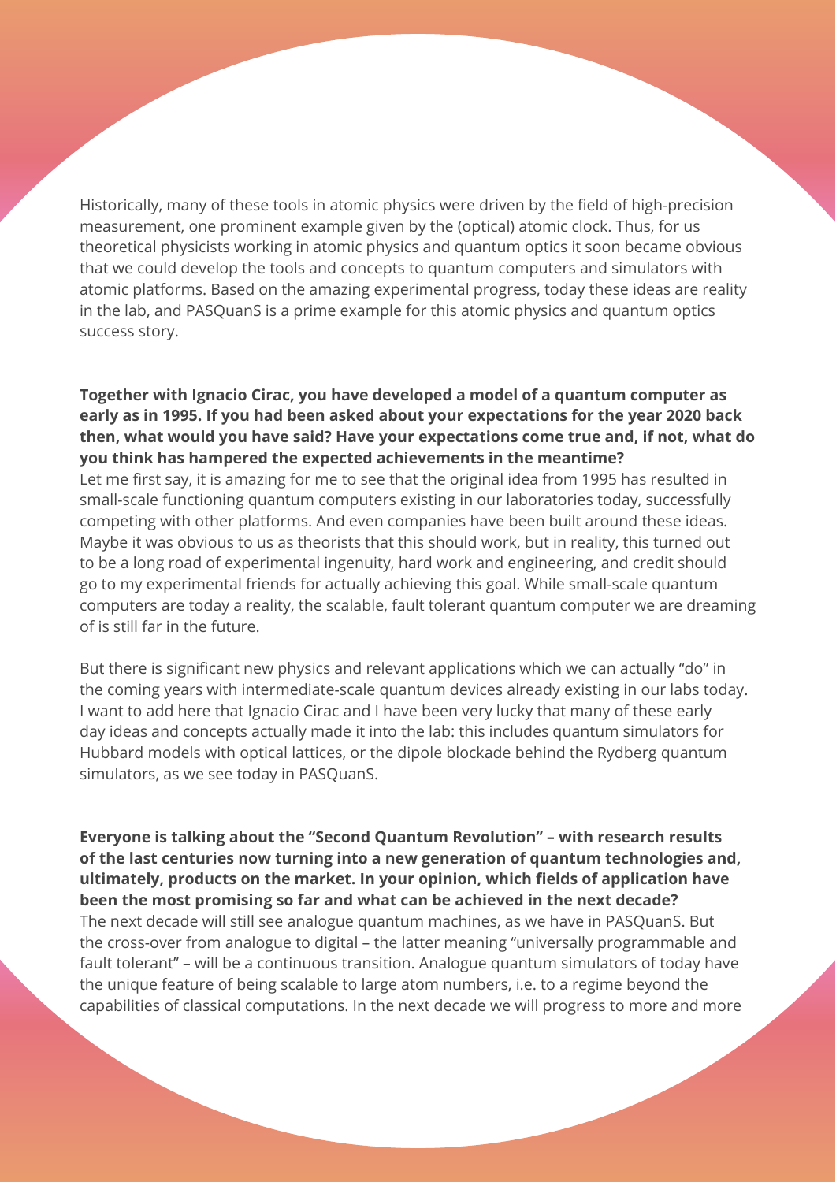Historically, many of these tools in atomic physics were driven by the field of high-precision measurement, one prominent example given by the (optical) atomic clock. Thus, for us theoretical physicists working in atomic physics and quantum optics it soon became obvious that we could develop the tools and concepts to quantum computers and simulators with atomic platforms. Based on the amazing experimental progress, today these ideas are reality in the lab, and PASQuanS is a prime example for this atomic physics and quantum optics success story.

**Together with Ignacio Cirac, you have developed a model of a quantum computer as early as in 1995. If you had been asked about your expectations for the year 2020 back then, what would you have said? Have your expectations come true and, if not, what do you think has hampered the expected achievements in the meantime?**

Let me first say, it is amazing for me to see that the original idea from 1995 has resulted in small-scale functioning quantum computers existing in our laboratories today, successfully competing with other platforms. And even companies have been built around these ideas. Maybe it was obvious to us as theorists that this should work, but in reality, this turned out to be a long road of experimental ingenuity, hard work and engineering, and credit should go to my experimental friends for actually achieving this goal. While small-scale quantum computers are today a reality, the scalable, fault tolerant quantum computer we are dreaming of is still far in the future.

But there is significant new physics and relevant applications which we can actually "do" in the coming years with intermediate-scale quantum devices already existing in our labs today. I want to add here that Ignacio Cirac and I have been very lucky that many of these early day ideas and concepts actually made it into the lab: this includes quantum simulators for Hubbard models with optical lattices, or the dipole blockade behind the Rydberg quantum simulators, as we see today in PASQuanS.

**Everyone is talking about the "Second Quantum Revolution" – with research results of the last centuries now turning into a new generation of quantum technologies and, ultimately, products on the market. In your opinion, which fields of application have been the most promising so far and what can be achieved in the next decade?**

The next decade will still see analogue quantum machines, as we have in PASQuanS. But the cross-over from analogue to digital – the latter meaning "universally programmable and fault tolerant" – will be a continuous transition. Analogue quantum simulators of today have the unique feature of being scalable to large atom numbers, i.e. to a regime beyond the capabilities of classical computations. In the next decade we will progress to more and more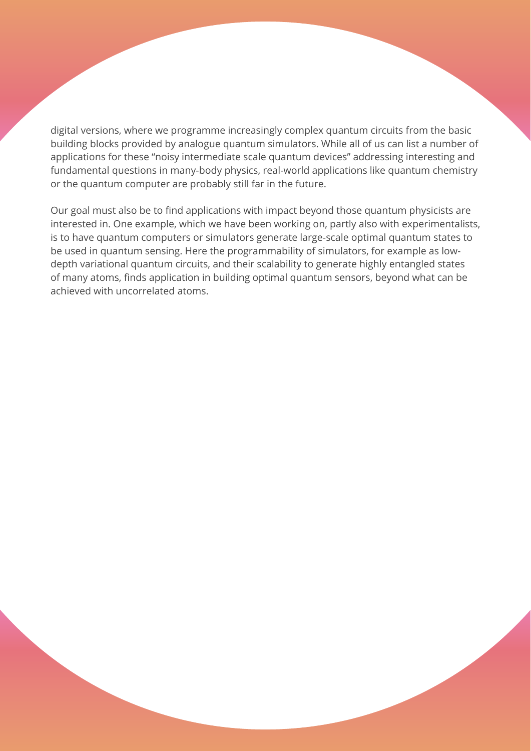digital versions, where we programme increasingly complex quantum circuits from the basic building blocks provided by analogue quantum simulators. While all of us can list a number of applications for these "noisy intermediate scale quantum devices" addressing interesting and fundamental questions in many-body physics, real-world applications like quantum chemistry or the quantum computer are probably still far in the future.

Our goal must also be to find applications with impact beyond those quantum physicists are interested in. One example, which we have been working on, partly also with experimentalists, is to have quantum computers or simulators generate large-scale optimal quantum states to be used in quantum sensing. Here the programmability of simulators, for example as low-depth variational quantum circuits, and their scalability to generate highly entangled states of many atoms, finds application in building optimal quantum sensors, beyond what can be achieved with uncorrelated atoms.